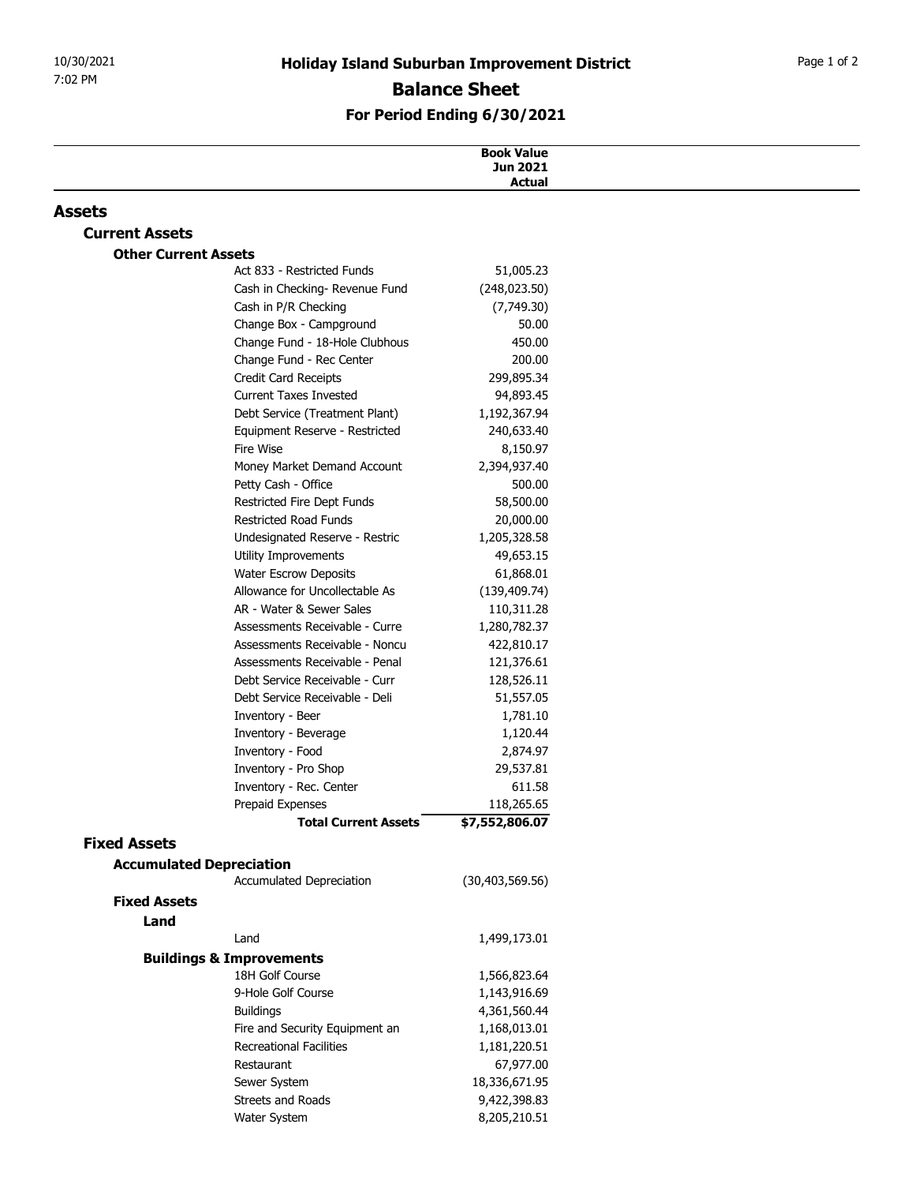# Holiday Island Suburban Improvement District

## Balance Sheet

### For Period Ending 6/30/2021

| | Book Value Jun 2021 Actual |
|---|---|
| **Assets** | |
| **Current Assets** | |
| **Other Current Assets** | |
| Act 833 - Restricted Funds | 51,005.23 |
| Cash in Checking- Revenue Fund | (248,023.50) |
| Cash in P/R Checking | (7,749.30) |
| Change Box - Campground | 50.00 |
| Change Fund - 18-Hole Clubhous | 450.00 |
| Change Fund - Rec Center | 200.00 |
| Credit Card Receipts | 299,895.34 |
| Current Taxes Invested | 94,893.45 |
| Debt Service (Treatment Plant) | 1,192,367.94 |
| Equipment Reserve - Restricted | 240,633.40 |
| Fire Wise | 8,150.97 |
| Money Market Demand Account | 2,394,937.40 |
| Petty Cash - Office | 500.00 |
| Restricted Fire Dept Funds | 58,500.00 |
| Restricted Road Funds | 20,000.00 |
| Undesignated Reserve - Restric | 1,205,328.58 |
| Utility Improvements | 49,653.15 |
| Water Escrow Deposits | 61,868.01 |
| Allowance for Uncollectable As | (139,409.74) |
| AR - Water & Sewer Sales | 110,311.28 |
| Assessments Receivable - Curre | 1,280,782.37 |
| Assessments Receivable - Noncu | 422,810.17 |
| Assessments Receivable - Penal | 121,376.61 |
| Debt Service Receivable - Curr | 128,526.11 |
| Debt Service Receivable - Deli | 51,557.05 |
| Inventory - Beer | 1,781.10 |
| Inventory - Beverage | 1,120.44 |
| Inventory - Food | 2,874.97 |
| Inventory - Pro Shop | 29,537.81 |
| Inventory - Rec. Center | 611.58 |
| Prepaid Expenses | 118,265.65 |
| **Total Current Assets** | **$7,552,806.07** |
| **Fixed Assets** | |
| **Accumulated Depreciation** | |
| Accumulated Depreciation | (30,403,569.56) |
| **Fixed Assets** | |
| **Land** | |
| Land | 1,499,173.01 |
| **Buildings & Improvements** | |
| 18H Golf Course | 1,566,823.64 |
| 9-Hole Golf Course | 1,143,916.69 |
| Buildings | 4,361,560.44 |
| Fire and Security Equipment an | 1,168,013.01 |
| Recreational Facilities | 1,181,220.51 |
| Restaurant | 67,977.00 |
| Sewer System | 18,336,671.95 |
| Streets and Roads | 9,422,398.83 |
| Water System | 8,205,210.51 |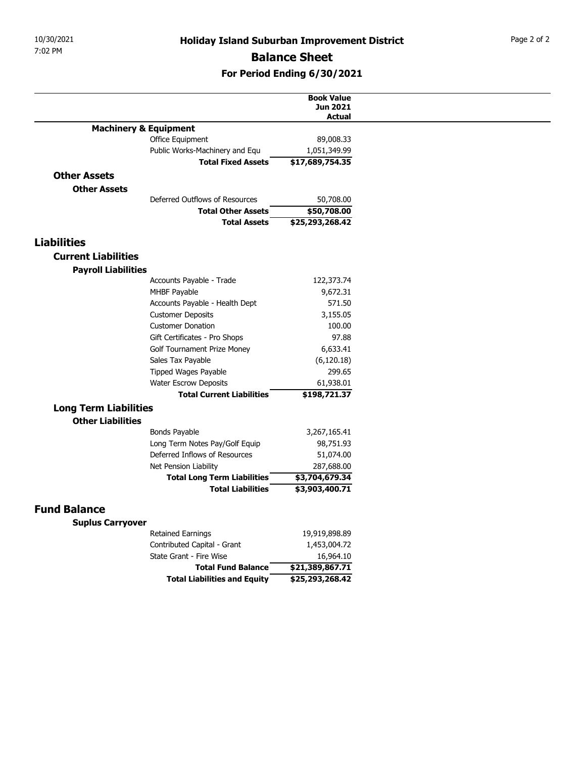# Holiday Island Suburban Improvement District

## Balance Sheet

### For Period Ending 6/30/2021

| | | Book Value Jun 2021 Actual |
|---|---|---|
| **Machinery & Equipment** | | |
| | Office Equipment | 89,008.33 |
| | Public Works-Machinery and Equ | 1,051,349.99 |
| | **Total Fixed Assets** | **$17,689,754.35** |
| **Other Assets** | | |
| **Other Assets** | | |
| | Deferred Outflows of Resources | 50,708.00 |
| | **Total Other Assets** | **$50,708.00** |
| | **Total Assets** | **$25,293,268.42** |
| **Liabilities** | | |
| **Current Liabilities** | | |
| **Payroll Liabilities** | | |
| | Accounts Payable - Trade | 122,373.74 |
| | MHBF Payable | 9,672.31 |
| | Accounts Payable - Health Dept | 571.50 |
| | Customer Deposits | 3,155.05 |
| | Customer Donation | 100.00 |
| | Gift Certificates - Pro Shops | 97.88 |
| | Golf Tournament Prize Money | 6,633.41 |
| | Sales Tax Payable | (6,120.18) |
| | Tipped Wages Payable | 299.65 |
| | Water Escrow Deposits | 61,938.01 |
| | **Total Current Liabilities** | **$198,721.37** |
| **Long Term Liabilities** | | |
| **Other Liabilities** | | |
| | Bonds Payable | 3,267,165.41 |
| | Long Term Notes Pay/Golf Equip | 98,751.93 |
| | Deferred Inflows of Resources | 51,074.00 |
| | Net Pension Liability | 287,688.00 |
| | **Total Long Term Liabilities** | **$3,704,679.34** |
| | **Total Liabilities** | **$3,903,400.71** |
| **Fund Balance** | | |
| **Suplus Carryover** | | |
| | Retained Earnings | 19,919,898.89 |
| | Contributed Capital - Grant | 1,453,004.72 |
| | State Grant - Fire Wise | 16,964.10 |
| | **Total Fund Balance** | **$21,389,867.71** |
| | **Total Liabilities and Equity** | **$25,293,268.42** |